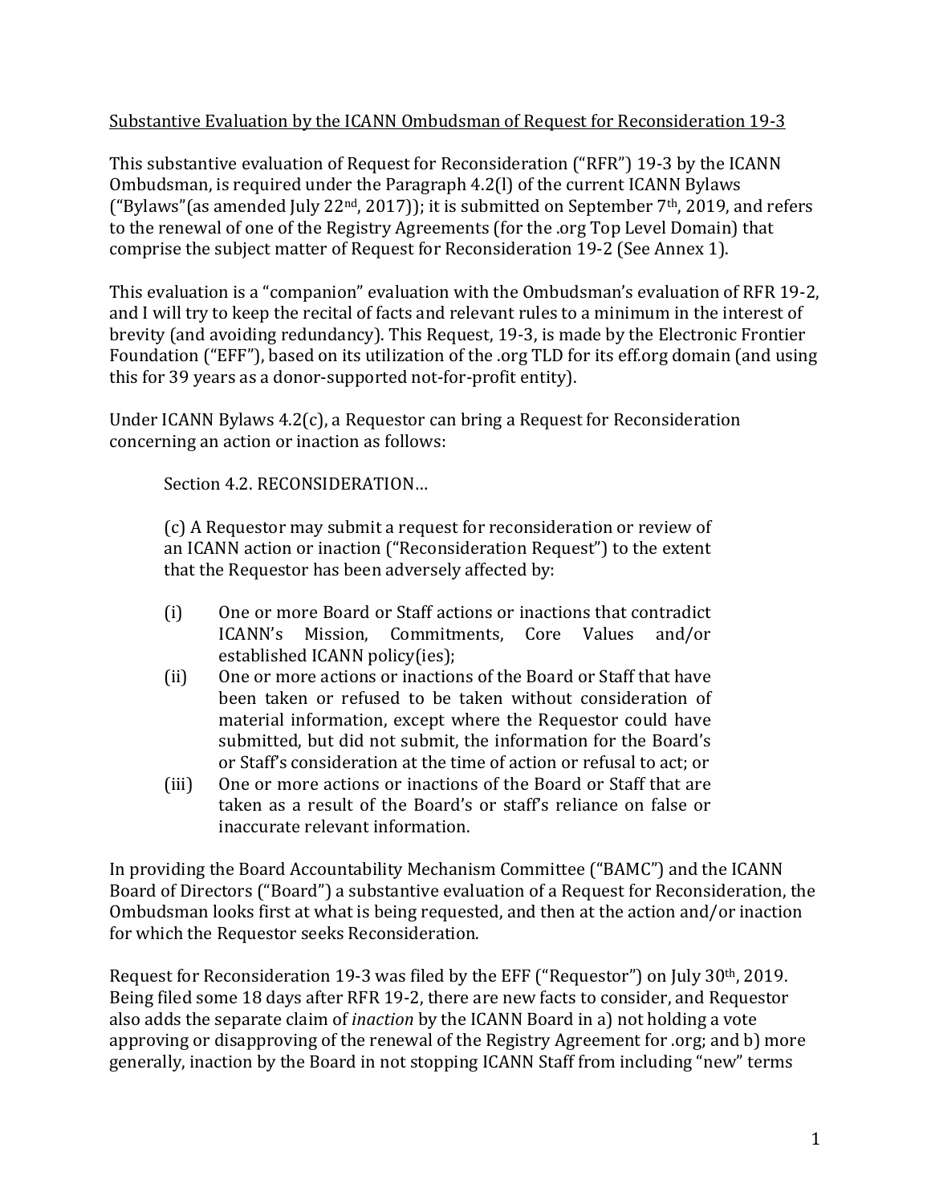<u>Substantive Evaluation by the ICANN Ombudsman of Request for Reconsideration 19-3</u>

This substantive evaluation of Request for Reconsideration ("RFR") 19-3 by the ICANN Ombudsman, is required under the Paragraph 4.2(l) of the current ICANN Bylaws ("Bylaws"(as amended July 22nd, 2017)); it is submitted on September 7th, 2019, and refers to the renewal of one of the Registry Agreements (for the .org Top Level Domain) that comprise the subject matter of Request for Reconsideration 19-2 (See Annex 1).

This evaluation is a "companion" evaluation with the Ombudsman's evaluation of RFR 19-2, and I will try to keep the recital of facts and relevant rules to a minimum in the interest of brevity (and avoiding redundancy). This Request, 19-3, is made by the Electronic Frontier Foundation ("EFF"), based on its utilization of the .org TLD for its eff.org domain (and using this for 39 years as a donor-supported not-for-profit entity).

Under ICANN Bylaws 4.2(c), a Requestor can bring a Request for Reconsideration concerning an action or inaction as follows:

> Section 4.2. RECONSIDERATION…
>
> (c) A Requestor may submit a request for reconsideration or review of an ICANN action or inaction ("Reconsideration Request") to the extent that the Requestor has been adversely affected by:
>
> (i) One or more Board or Staff actions or inactions that contradict ICANN's Mission, Commitments, Core Values and/or established ICANN policy(ies);
>
> (ii) One or more actions or inactions of the Board or Staff that have been taken or refused to be taken without consideration of material information, except where the Requestor could have submitted, but did not submit, the information for the Board's or Staff's consideration at the time of action or refusal to act; or
>
> (iii) One or more actions or inactions of the Board or Staff that are taken as a result of the Board's or staff's reliance on false or inaccurate relevant information.

In providing the Board Accountability Mechanism Committee ("BAMC") and the ICANN Board of Directors ("Board") a substantive evaluation of a Request for Reconsideration, the Ombudsman looks first at what is being requested, and then at the action and/or inaction for which the Requestor seeks Reconsideration.

Request for Reconsideration 19-3 was filed by the EFF ("Requestor") on July 30th, 2019. Being filed some 18 days after RFR 19-2, there are new facts to consider, and Requestor also adds the separate claim of *inaction* by the ICANN Board in a) not holding a vote approving or disapproving of the renewal of the Registry Agreement for .org; and b) more generally, inaction by the Board in not stopping ICANN Staff from including "new" terms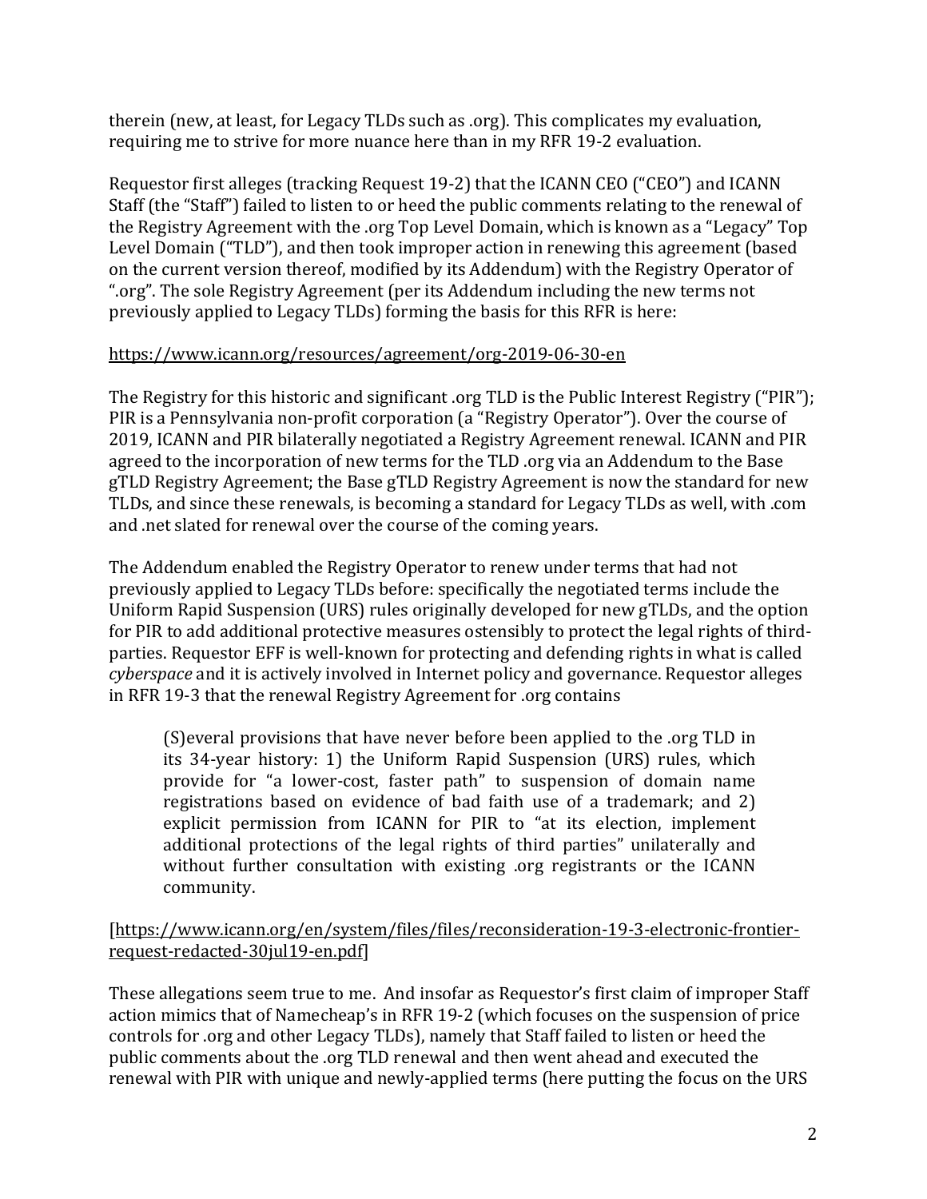therein (new, at least, for Legacy TLDs such as .org). This complicates my evaluation, requiring me to strive for more nuance here than in my RFR 19-2 evaluation.

Requestor first alleges (tracking Request 19-2) that the ICANN CEO ("CEO") and ICANN Staff (the "Staff") failed to listen to or heed the public comments relating to the renewal of the Registry Agreement with the .org Top Level Domain, which is known as a "Legacy" Top Level Domain ("TLD"), and then took improper action in renewing this agreement (based on the current version thereof, modified by its Addendum) with the Registry Operator of ".org". The sole Registry Agreement (per its Addendum including the new terms not previously applied to Legacy TLDs) forming the basis for this RFR is here:

https://www.icann.org/resources/agreement/org-2019-06-30-en

The Registry for this historic and significant .org TLD is the Public Interest Registry ("PIR"); PIR is a Pennsylvania non-profit corporation (a "Registry Operator"). Over the course of 2019, ICANN and PIR bilaterally negotiated a Registry Agreement renewal. ICANN and PIR agreed to the incorporation of new terms for the TLD .org via an Addendum to the Base gTLD Registry Agreement; the Base gTLD Registry Agreement is now the standard for new TLDs, and since these renewals, is becoming a standard for Legacy TLDs as well, with .com and .net slated for renewal over the course of the coming years.

The Addendum enabled the Registry Operator to renew under terms that had not previously applied to Legacy TLDs before: specifically the negotiated terms include the Uniform Rapid Suspension (URS) rules originally developed for new gTLDs, and the option for PIR to add additional protective measures ostensibly to protect the legal rights of third-parties. Requestor EFF is well-known for protecting and defending rights in what is called *cyberspace* and it is actively involved in Internet policy and governance. Requestor alleges in RFR 19-3 that the renewal Registry Agreement for .org contains

> (S)everal provisions that have never before been applied to the .org TLD in its 34-year history: 1) the Uniform Rapid Suspension (URS) rules, which provide for "a lower-cost, faster path" to suspension of domain name registrations based on evidence of bad faith use of a trademark; and 2) explicit permission from ICANN for PIR to "at its election, implement additional protections of the legal rights of third parties" unilaterally and without further consultation with existing .org registrants or the ICANN community.

[https://www.icann.org/en/system/files/files/reconsideration-19-3-electronic-frontier-request-redacted-30jul19-en.pdf]

These allegations seem true to me. And insofar as Requestor's first claim of improper Staff action mimics that of Namecheap's in RFR 19-2 (which focuses on the suspension of price controls for .org and other Legacy TLDs), namely that Staff failed to listen or heed the public comments about the .org TLD renewal and then went ahead and executed the renewal with PIR with unique and newly-applied terms (here putting the focus on the URS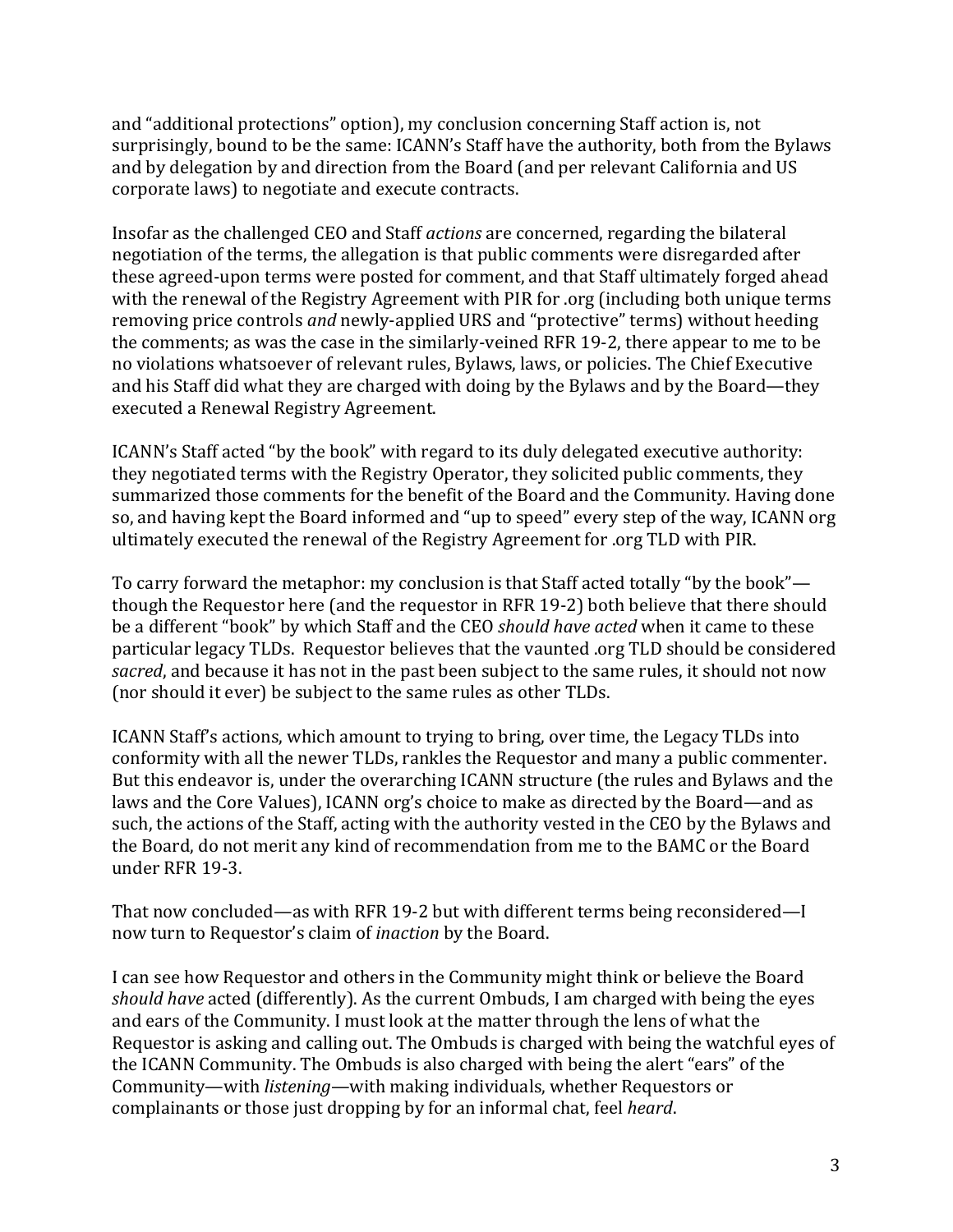and "additional protections" option), my conclusion concerning Staff action is, not surprisingly, bound to be the same: ICANN's Staff have the authority, both from the Bylaws and by delegation by and direction from the Board (and per relevant California and US corporate laws) to negotiate and execute contracts.

Insofar as the challenged CEO and Staff *actions* are concerned, regarding the bilateral negotiation of the terms, the allegation is that public comments were disregarded after these agreed-upon terms were posted for comment, and that Staff ultimately forged ahead with the renewal of the Registry Agreement with PIR for .org (including both unique terms removing price controls *and* newly-applied URS and "protective" terms) without heeding the comments; as was the case in the similarly-veined RFR 19-2, there appear to me to be no violations whatsoever of relevant rules, Bylaws, laws, or policies. The Chief Executive and his Staff did what they are charged with doing by the Bylaws and by the Board—they executed a Renewal Registry Agreement.

ICANN's Staff acted "by the book" with regard to its duly delegated executive authority: they negotiated terms with the Registry Operator, they solicited public comments, they summarized those comments for the benefit of the Board and the Community. Having done so, and having kept the Board informed and "up to speed" every step of the way, ICANN org ultimately executed the renewal of the Registry Agreement for .org TLD with PIR.

To carry forward the metaphor: my conclusion is that Staff acted totally "by the book"—though the Requestor here (and the requestor in RFR 19-2) both believe that there should be a different "book" by which Staff and the CEO *should have acted* when it came to these particular legacy TLDs. Requestor believes that the vaunted .org TLD should be considered *sacred*, and because it has not in the past been subject to the same rules, it should not now (nor should it ever) be subject to the same rules as other TLDs.

ICANN Staff's actions, which amount to trying to bring, over time, the Legacy TLDs into conformity with all the newer TLDs, rankles the Requestor and many a public commenter. But this endeavor is, under the overarching ICANN structure (the rules and Bylaws and the laws and the Core Values), ICANN org's choice to make as directed by the Board—and as such, the actions of the Staff, acting with the authority vested in the CEO by the Bylaws and the Board, do not merit any kind of recommendation from me to the BAMC or the Board under RFR 19-3.

That now concluded—as with RFR 19-2 but with different terms being reconsidered—I now turn to Requestor's claim of *inaction* by the Board.

I can see how Requestor and others in the Community might think or believe the Board *should have* acted (differently). As the current Ombuds, I am charged with being the eyes and ears of the Community. I must look at the matter through the lens of what the Requestor is asking and calling out. The Ombuds is charged with being the watchful eyes of the ICANN Community. The Ombuds is also charged with being the alert "ears" of the Community—with *listening*—with making individuals, whether Requestors or complainants or those just dropping by for an informal chat, feel *heard*.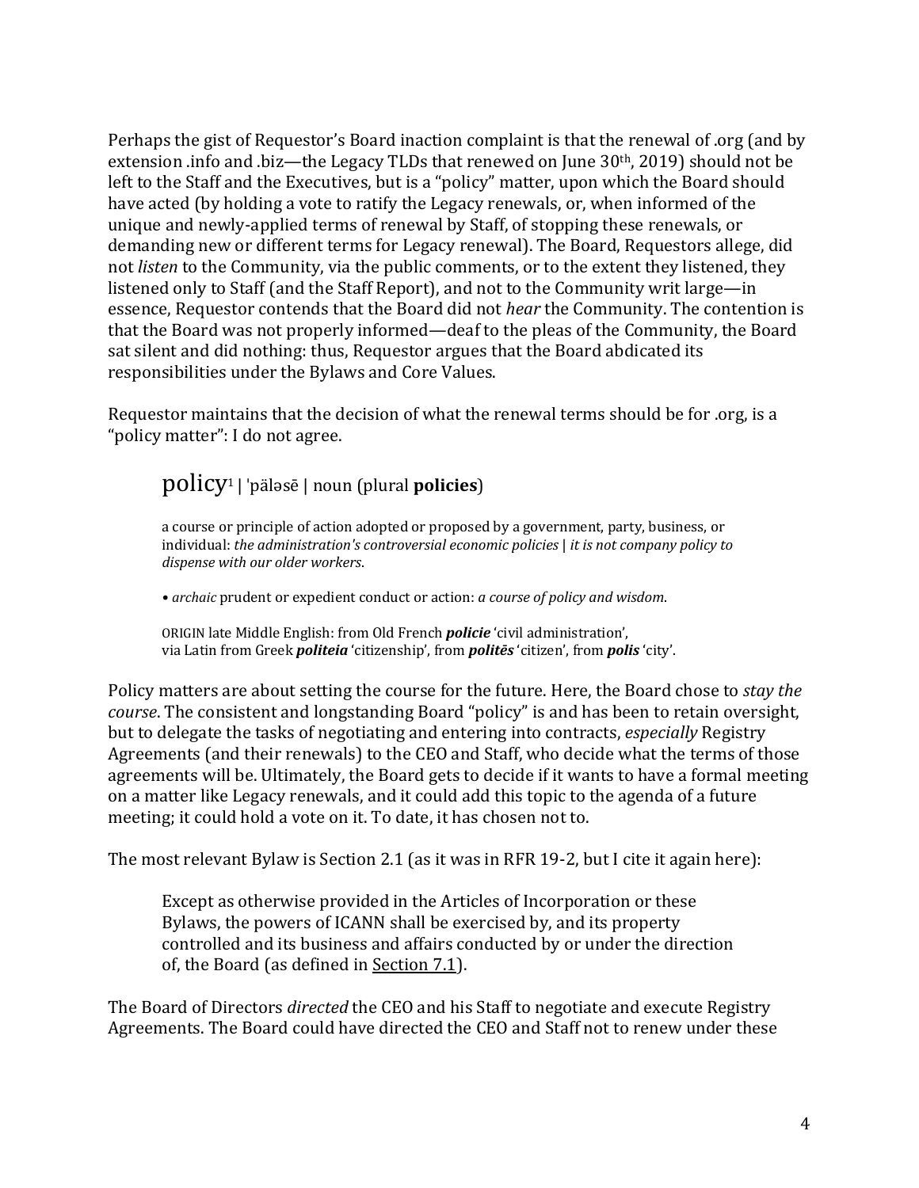Perhaps the gist of Requestor's Board inaction complaint is that the renewal of .org (and by extension .info and .biz—the Legacy TLDs that renewed on June 30th, 2019) should not be left to the Staff and the Executives, but is a "policy" matter, upon which the Board should have acted (by holding a vote to ratify the Legacy renewals, or, when informed of the unique and newly-applied terms of renewal by Staff, of stopping these renewals, or demanding new or different terms for Legacy renewal). The Board, Requestors allege, did not *listen* to the Community, via the public comments, or to the extent they listened, they listened only to Staff (and the Staff Report), and not to the Community writ large—in essence, Requestor contends that the Board did not *hear* the Community. The contention is that the Board was not properly informed—deaf to the pleas of the Community, the Board sat silent and did nothing: thus, Requestor argues that the Board abdicated its responsibilities under the Bylaws and Core Values.

Requestor maintains that the decision of what the renewal terms should be for .org, is a "policy matter": I do not agree.

> policy[1] | ˈpäləsē | noun (plural **policies**)
>
> a course or principle of action adopted or proposed by a government, party, business, or individual: *the administration's controversial economic policies | it is not company policy to dispense with our older workers*.
>
> • *archaic* prudent or expedient conduct or action: *a course of policy and wisdom*.
>
> ORIGIN late Middle English: from Old French ***policie*** 'civil administration', via Latin from Greek ***politeia*** 'citizenship', from ***politēs*** 'citizen', from ***polis*** 'city'.

Policy matters are about setting the course for the future. Here, the Board chose to *stay the course*. The consistent and longstanding Board "policy" is and has been to retain oversight, but to delegate the tasks of negotiating and entering into contracts, *especially* Registry Agreements (and their renewals) to the CEO and Staff, who decide what the terms of those agreements will be. Ultimately, the Board gets to decide if it wants to have a formal meeting on a matter like Legacy renewals, and it could add this topic to the agenda of a future meeting; it could hold a vote on it. To date, it has chosen not to.

The most relevant Bylaw is Section 2.1 (as it was in RFR 19-2, but I cite it again here):

> Except as otherwise provided in the Articles of Incorporation or these Bylaws, the powers of ICANN shall be exercised by, and its property controlled and its business and affairs conducted by or under the direction of, the Board (as defined in Section 7.1).

The Board of Directors *directed* the CEO and his Staff to negotiate and execute Registry Agreements. The Board could have directed the CEO and Staff not to renew under these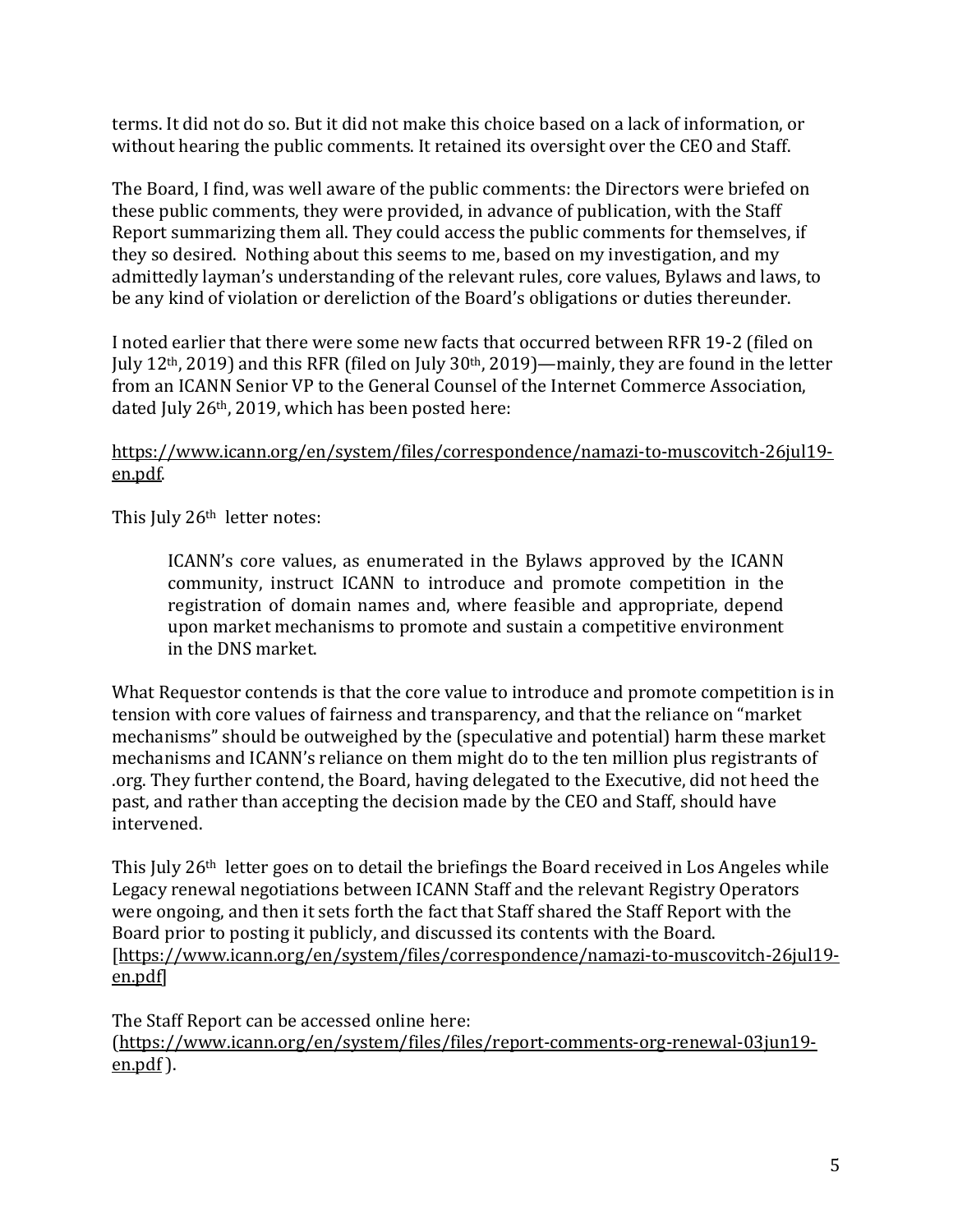terms. It did not do so. But it did not make this choice based on a lack of information, or without hearing the public comments. It retained its oversight over the CEO and Staff.

The Board, I find, was well aware of the public comments: the Directors were briefed on these public comments, they were provided, in advance of publication, with the Staff Report summarizing them all. They could access the public comments for themselves, if they so desired. Nothing about this seems to me, based on my investigation, and my admittedly layman's understanding of the relevant rules, core values, Bylaws and laws, to be any kind of violation or dereliction of the Board's obligations or duties thereunder.

I noted earlier that there were some new facts that occurred between RFR 19-2 (filed on July 12th, 2019) and this RFR (filed on July 30th, 2019)—mainly, they are found in the letter from an ICANN Senior VP to the General Counsel of the Internet Commerce Association, dated July 26th, 2019, which has been posted here:

https://www.icann.org/en/system/files/correspondence/namazi-to-muscovitch-26jul19-en.pdf.

This July 26th letter notes:

> ICANN's core values, as enumerated in the Bylaws approved by the ICANN community, instruct ICANN to introduce and promote competition in the registration of domain names and, where feasible and appropriate, depend upon market mechanisms to promote and sustain a competitive environment in the DNS market.

What Requestor contends is that the core value to introduce and promote competition is in tension with core values of fairness and transparency, and that the reliance on "market mechanisms" should be outweighed by the (speculative and potential) harm these market mechanisms and ICANN's reliance on them might do to the ten million plus registrants of .org. They further contend, the Board, having delegated to the Executive, did not heed the past, and rather than accepting the decision made by the CEO and Staff, should have intervened.

This July 26th letter goes on to detail the briefings the Board received in Los Angeles while Legacy renewal negotiations between ICANN Staff and the relevant Registry Operators were ongoing, and then it sets forth the fact that Staff shared the Staff Report with the Board prior to posting it publicly, and discussed its contents with the Board. [https://www.icann.org/en/system/files/correspondence/namazi-to-muscovitch-26jul19-en.pdf]

The Staff Report can be accessed online here: (https://www.icann.org/en/system/files/files/report-comments-org-renewal-03jun19-en.pdf ).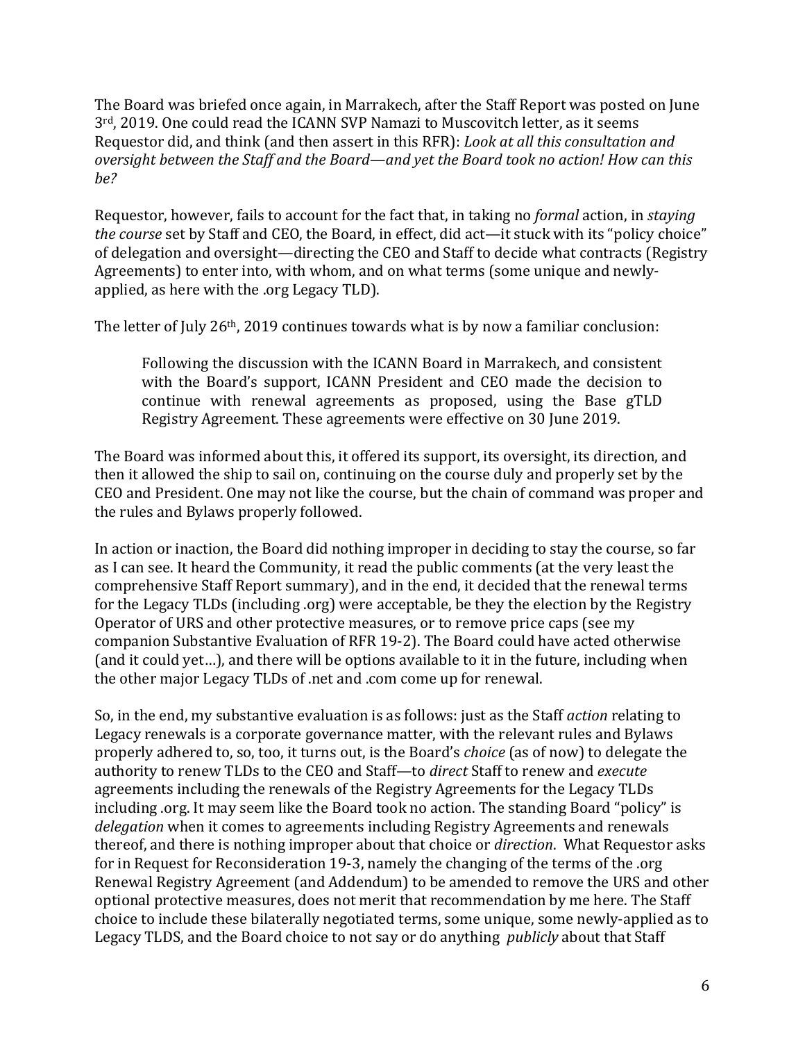The Board was briefed once again, in Marrakech, after the Staff Report was posted on June 3rd, 2019. One could read the ICANN SVP Namazi to Muscovitch letter, as it seems Requestor did, and think (and then assert in this RFR): *Look at all this consultation and oversight between the Staff and the Board—and yet the Board took no action! How can this be?*

Requestor, however, fails to account for the fact that, in taking no *formal* action, in *staying the course* set by Staff and CEO, the Board, in effect, did act—it stuck with its "policy choice" of delegation and oversight—directing the CEO and Staff to decide what contracts (Registry Agreements) to enter into, with whom, and on what terms (some unique and newly-applied, as here with the .org Legacy TLD).

The letter of July 26th, 2019 continues towards what is by now a familiar conclusion:

> Following the discussion with the ICANN Board in Marrakech, and consistent with the Board's support, ICANN President and CEO made the decision to continue with renewal agreements as proposed, using the Base gTLD Registry Agreement. These agreements were effective on 30 June 2019.

The Board was informed about this, it offered its support, its oversight, its direction, and then it allowed the ship to sail on, continuing on the course duly and properly set by the CEO and President. One may not like the course, but the chain of command was proper and the rules and Bylaws properly followed.

In action or inaction, the Board did nothing improper in deciding to stay the course, so far as I can see. It heard the Community, it read the public comments (at the very least the comprehensive Staff Report summary), and in the end, it decided that the renewal terms for the Legacy TLDs (including .org) were acceptable, be they the election by the Registry Operator of URS and other protective measures, or to remove price caps (see my companion Substantive Evaluation of RFR 19-2). The Board could have acted otherwise (and it could yet…), and there will be options available to it in the future, including when the other major Legacy TLDs of .net and .com come up for renewal.

So, in the end, my substantive evaluation is as follows: just as the Staff *action* relating to Legacy renewals is a corporate governance matter, with the relevant rules and Bylaws properly adhered to, so, too, it turns out, is the Board's *choice* (as of now) to delegate the authority to renew TLDs to the CEO and Staff—to *direct* Staff to renew and *execute* agreements including the renewals of the Registry Agreements for the Legacy TLDs including .org. It may seem like the Board took no action. The standing Board "policy" is *delegation* when it comes to agreements including Registry Agreements and renewals thereof, and there is nothing improper about that choice or *direction*. What Requestor asks for in Request for Reconsideration 19-3, namely the changing of the terms of the .org Renewal Registry Agreement (and Addendum) to be amended to remove the URS and other optional protective measures, does not merit that recommendation by me here. The Staff choice to include these bilaterally negotiated terms, some unique, some newly-applied as to Legacy TLDS, and the Board choice to not say or do anything *publicly* about that Staff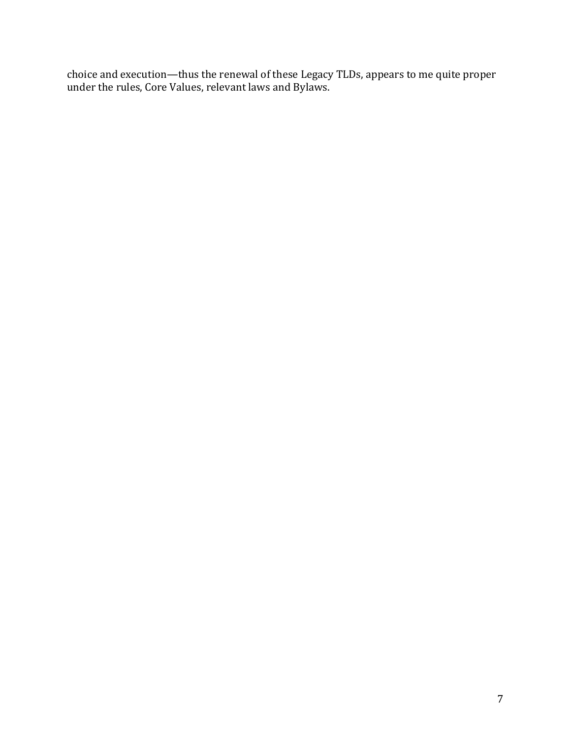choice and execution—thus the renewal of these Legacy TLDs, appears to me quite proper under the rules, Core Values, relevant laws and Bylaws.